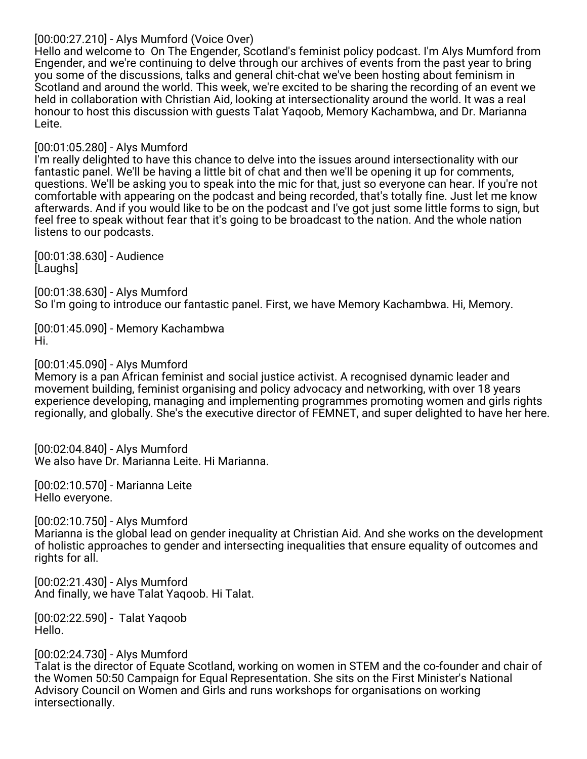[00:00:27.210] - Alys Mumford (Voice Over)
Hello and welcome to  On The Engender, Scotland's feminist policy podcast. I'm Alys Mumford from Engender, and we're continuing to delve through our archives of events from the past year to bring you some of the discussions, talks and general chit-chat we've been hosting about feminism in Scotland and around the world. This week, we're excited to be sharing the recording of an event we held in collaboration with Christian Aid, looking at intersectionality around the world. It was a real honour to host this discussion with guests Talat Yaqoob, Memory Kachambwa, and Dr. Marianna Leite.

[00:01:05.280] - Alys Mumford
I'm really delighted to have this chance to delve into the issues around intersectionality with our fantastic panel. We'll be having a little bit of chat and then we'll be opening it up for comments, questions. We'll be asking you to speak into the mic for that, just so everyone can hear. If you're not comfortable with appearing on the podcast and being recorded, that's totally fine. Just let me know afterwards. And if you would like to be on the podcast and I've got just some little forms to sign, but feel free to speak without fear that it's going to be broadcast to the nation. And the whole nation listens to our podcasts.

[00:01:38.630] - Audience
[Laughs]

[00:01:38.630] - Alys Mumford
So I'm going to introduce our fantastic panel. First, we have Memory Kachambwa. Hi, Memory.

[00:01:45.090] - Memory Kachambwa
Hi.

[00:01:45.090] - Alys Mumford
Memory is a pan African feminist and social justice activist. A recognised dynamic leader and movement building, feminist organising and policy advocacy and networking, with over 18 years experience developing, managing and implementing programmes promoting women and girls rights regionally, and globally. She's the executive director of FEMNET, and super delighted to have her here.

[00:02:04.840] - Alys Mumford
We also have Dr. Marianna Leite. Hi Marianna.

[00:02:10.570] - Marianna Leite
Hello everyone.

[00:02:10.750] - Alys Mumford
Marianna is the global lead on gender inequality at Christian Aid. And she works on the development of holistic approaches to gender and intersecting inequalities that ensure equality of outcomes and rights for all.

[00:02:21.430] - Alys Mumford
And finally, we have Talat Yaqoob. Hi Talat.

[00:02:22.590] - Talat Yaqoob
Hello.

[00:02:24.730] - Alys Mumford
Talat is the director of Equate Scotland, working on women in STEM and the co-founder and chair of the Women 50:50 Campaign for Equal Representation. She sits on the First Minister's National Advisory Council on Women and Girls and runs workshops for organisations on working intersectionally.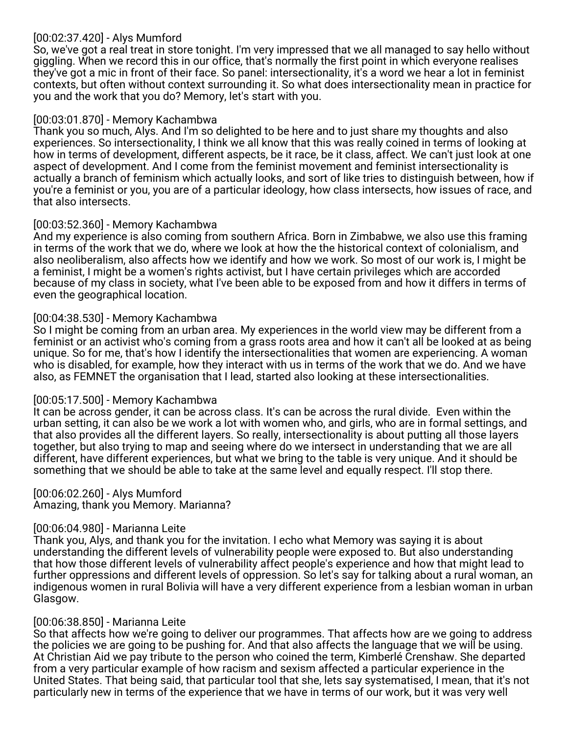[00:02:37.420] - Alys Mumford
So, we've got a real treat in store tonight. I'm very impressed that we all managed to say hello without giggling. When we record this in our office, that's normally the first point in which everyone realises they've got a mic in front of their face. So panel: intersectionality, it's a word we hear a lot in feminist contexts, but often without context surrounding it. So what does intersectionality mean in practice for you and the work that you do? Memory, let's start with you.

[00:03:01.870] - Memory Kachambwa
Thank you so much, Alys. And I'm so delighted to be here and to just share my thoughts and also experiences. So intersectionality, I think we all know that this was really coined in terms of looking at how in terms of development, different aspects, be it race, be it class, affect. We can't just look at one aspect of development. And I come from the feminist movement and feminist intersectionality is actually a branch of feminism which actually looks, and sort of like tries to distinguish between, how if you're a feminist or you, you are of a particular ideology, how class intersects, how issues of race, and that also intersects.

[00:03:52.360] - Memory Kachambwa
And my experience is also coming from southern Africa. Born in Zimbabwe, we also use this framing in terms of the work that we do, where we look at how the the historical context of colonialism, and also neoliberalism, also affects how we identify and how we work. So most of our work is, I might be a feminist, I might be a women's rights activist, but I have certain privileges which are accorded because of my class in society, what I've been able to be exposed from and how it differs in terms of even the geographical location.

[00:04:38.530] - Memory Kachambwa
So I might be coming from an urban area. My experiences in the world view may be different from a feminist or an activist who's coming from a grass roots area and how it can't all be looked at as being unique. So for me, that's how I identify the intersectionalities that women are experiencing. A woman who is disabled, for example, how they interact with us in terms of the work that we do. And we have also, as FEMNET the organisation that I lead, started also looking at these intersectionalities.

[00:05:17.500] - Memory Kachambwa
It can be across gender, it can be across class. It's can be across the rural divide. Even within the urban setting, it can also be we work a lot with women who, and girls, who are in formal settings, and that also provides all the different layers. So really, intersectionality is about putting all those layers together, but also trying to map and seeing where do we intersect in understanding that we are all different, have different experiences, but what we bring to the table is very unique. And it should be something that we should be able to take at the same level and equally respect. I'll stop there.

[00:06:02.260] - Alys Mumford
Amazing, thank you Memory. Marianna?

[00:06:04.980] - Marianna Leite
Thank you, Alys, and thank you for the invitation. I echo what Memory was saying it is about understanding the different levels of vulnerability people were exposed to. But also understanding that how those different levels of vulnerability affect people's experience and how that might lead to further oppressions and different levels of oppression. So let's say for talking about a rural woman, an indigenous women in rural Bolivia will have a very different experience from a lesbian woman in urban Glasgow.

[00:06:38.850] - Marianna Leite
So that affects how we're going to deliver our programmes. That affects how are we going to address the policies we are going to be pushing for. And that also affects the language that we will be using. At Christian Aid we pay tribute to the person who coined the term, Kimberlé Crenshaw. She departed from a very particular example of how racism and sexism affected a particular experience in the United States. That being said, that particular tool that she, lets say systematised, I mean, that it's not particularly new in terms of the experience that we have in terms of our work, but it was very well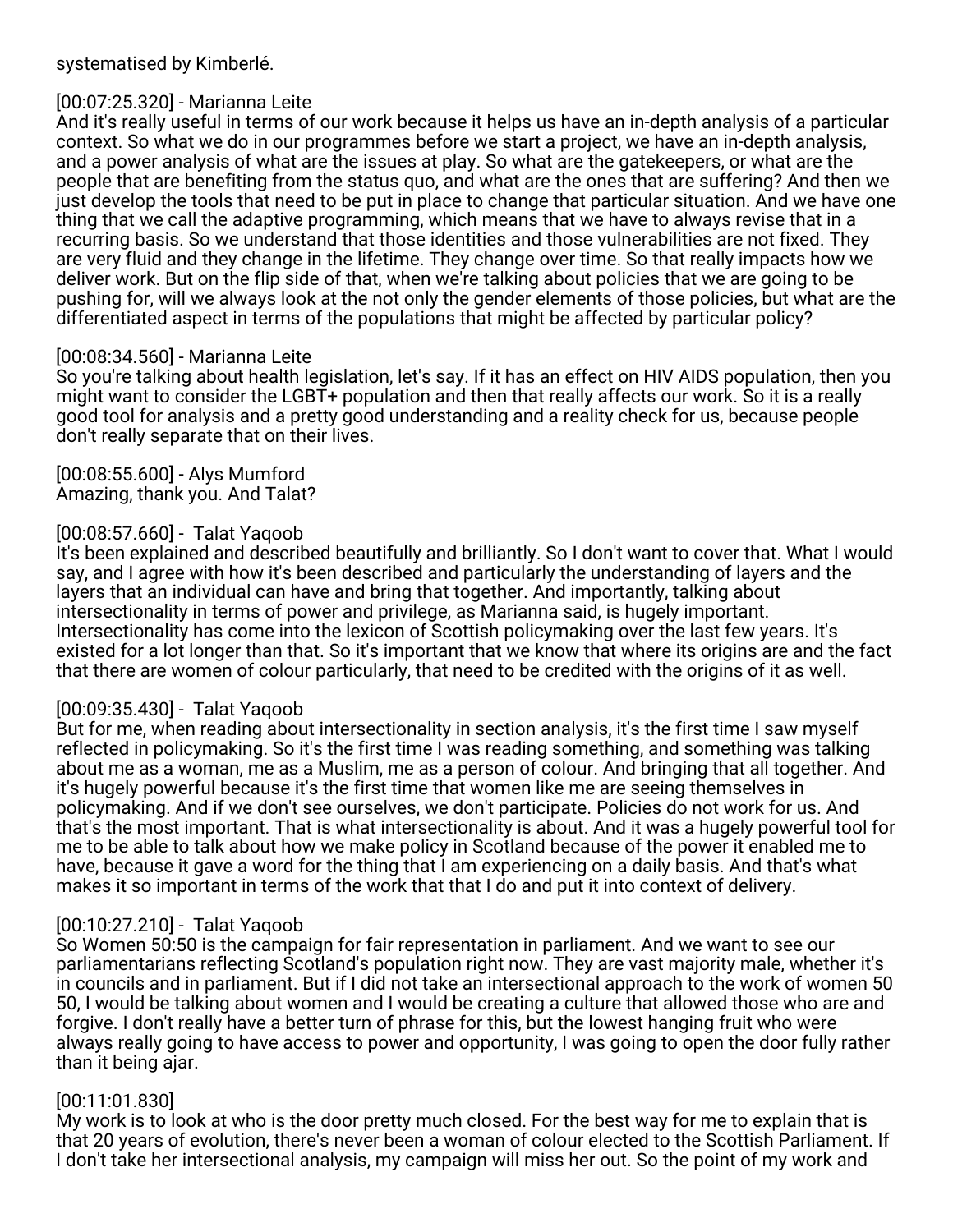systematised by Kimberlé.

[00:07:25.320] - Marianna Leite
And it's really useful in terms of our work because it helps us have an in-depth analysis of a particular context. So what we do in our programmes before we start a project, we have an in-depth analysis, and a power analysis of what are the issues at play. So what are the gatekeepers, or what are the people that are benefiting from the status quo, and what are the ones that are suffering? And then we just develop the tools that need to be put in place to change that particular situation. And we have one thing that we call the adaptive programming, which means that we have to always revise that in a recurring basis. So we understand that those identities and those vulnerabilities are not fixed. They are very fluid and they change in the lifetime. They change over time. So that really impacts how we deliver work. But on the flip side of that, when we're talking about policies that we are going to be pushing for, will we always look at the not only the gender elements of those policies, but what are the differentiated aspect in terms of the populations that might be affected by particular policy?

[00:08:34.560] - Marianna Leite
So you're talking about health legislation, let's say. If it has an effect on HIV AIDS population, then you might want to consider the LGBT+ population and then that really affects our work. So it is a really good tool for analysis and a pretty good understanding and a reality check for us, because people don't really separate that on their lives.

[00:08:55.600] - Alys Mumford
Amazing, thank you. And Talat?

[00:08:57.660] - Talat Yaqoob
It's been explained and described beautifully and brilliantly. So I don't want to cover that. What I would say, and I agree with how it's been described and particularly the understanding of layers and the layers that an individual can have and bring that together. And importantly, talking about intersectionality in terms of power and privilege, as Marianna said, is hugely important. Intersectionality has come into the lexicon of Scottish policymaking over the last few years. It's existed for a lot longer than that. So it's important that we know that where its origins are and the fact that there are women of colour particularly, that need to be credited with the origins of it as well.

[00:09:35.430] - Talat Yaqoob
But for me, when reading about intersectionality in section analysis, it's the first time I saw myself reflected in policymaking. So it's the first time I was reading something, and something was talking about me as a woman, me as a Muslim, me as a person of colour. And bringing that all together. And it's hugely powerful because it's the first time that women like me are seeing themselves in policymaking. And if we don't see ourselves, we don't participate. Policies do not work for us. And that's the most important. That is what intersectionality is about. And it was a hugely powerful tool for me to be able to talk about how we make policy in Scotland because of the power it enabled me to have, because it gave a word for the thing that I am experiencing on a daily basis. And that's what makes it so important in terms of the work that that I do and put it into context of delivery.

[00:10:27.210] - Talat Yaqoob
So Women 50:50 is the campaign for fair representation in parliament. And we want to see our parliamentarians reflecting Scotland's population right now. They are vast majority male, whether it's in councils and in parliament. But if I did not take an intersectional approach to the work of women 50 50, I would be talking about women and I would be creating a culture that allowed those who are and forgive. I don't really have a better turn of phrase for this, but the lowest hanging fruit who were always really going to have access to power and opportunity, I was going to open the door fully rather than it being ajar.

[00:11:01.830]
My work is to look at who is the door pretty much closed. For the best way for me to explain that is that 20 years of evolution, there's never been a woman of colour elected to the Scottish Parliament. If I don't take her intersectional analysis, my campaign will miss her out. So the point of my work and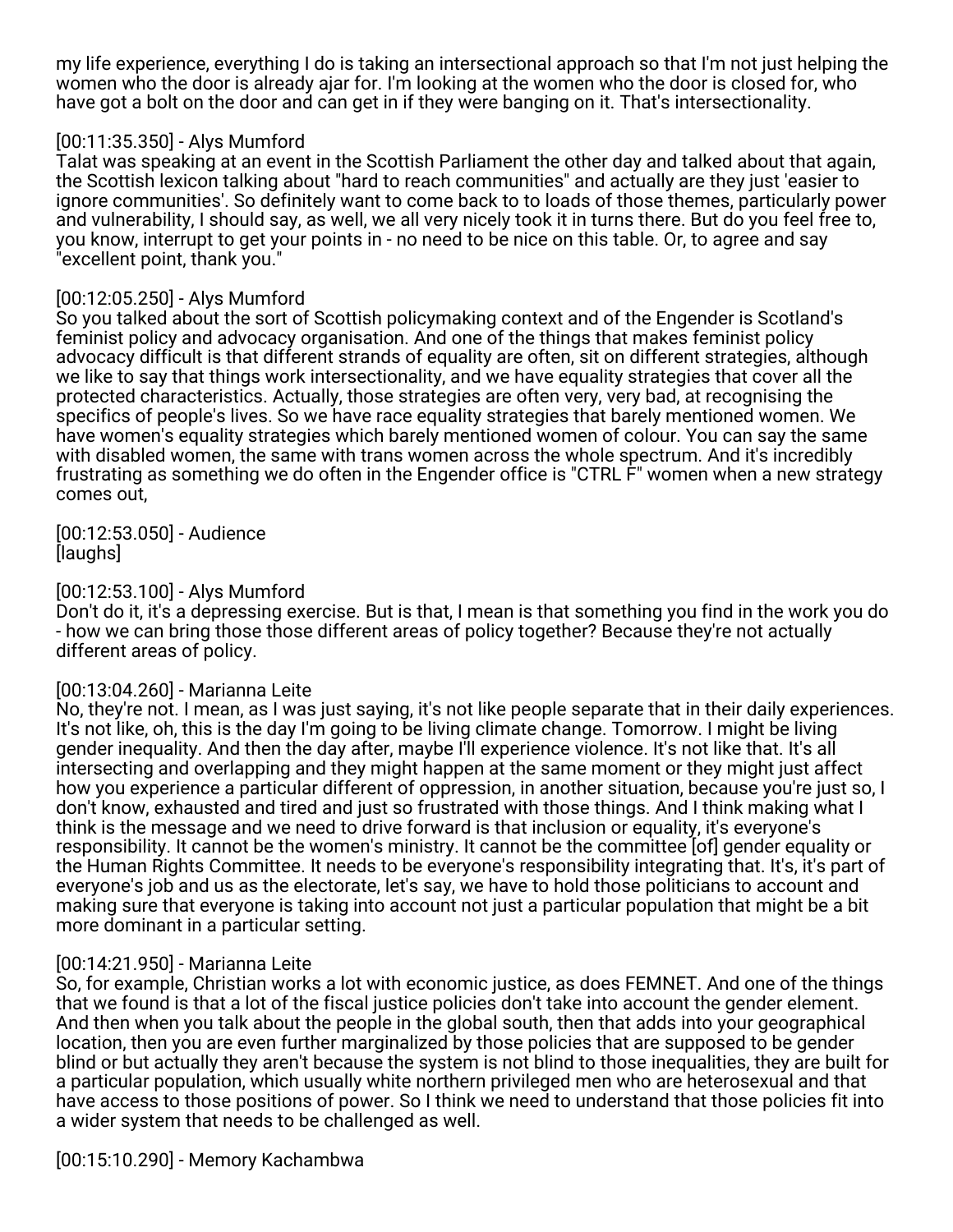my life experience, everything I do is taking an intersectional approach so that I'm not just helping the women who the door is already ajar for. I'm looking at the women who the door is closed for, who have got a bolt on the door and can get in if they were banging on it. That's intersectionality.

[00:11:35.350] - Alys Mumford
Talat was speaking at an event in the Scottish Parliament the other day and talked about that again, the Scottish lexicon talking about "hard to reach communities" and actually are they just 'easier to ignore communities'. So definitely want to come back to to loads of those themes, particularly power and vulnerability, I should say, as well, we all very nicely took it in turns there. But do you feel free to, you know, interrupt to get your points in - no need to be nice on this table. Or, to agree and say "excellent point, thank you."

[00:12:05.250] - Alys Mumford
So you talked about the sort of Scottish policymaking context and of the Engender is Scotland's feminist policy and advocacy organisation. And one of the things that makes feminist policy advocacy difficult is that different strands of equality are often, sit on different strategies, although we like to say that things work intersectionality, and we have equality strategies that cover all the protected characteristics. Actually, those strategies are often very, very bad, at recognising the specifics of people's lives. So we have race equality strategies that barely mentioned women. We have women's equality strategies which barely mentioned women of colour. You can say the same with disabled women, the same with trans women across the whole spectrum. And it's incredibly frustrating as something we do often in the Engender office is "CTRL F" women when a new strategy comes out,

[00:12:53.050] - Audience
[laughs]

[00:12:53.100] - Alys Mumford
Don't do it, it's a depressing exercise. But is that, I mean is that something you find in the work you do - how we can bring those those different areas of policy together? Because they're not actually different areas of policy.

[00:13:04.260] - Marianna Leite
No, they're not. I mean, as I was just saying, it's not like people separate that in their daily experiences. It's not like, oh, this is the day I'm going to be living climate change. Tomorrow. I might be living gender inequality. And then the day after, maybe I'll experience violence. It's not like that. It's all intersecting and overlapping and they might happen at the same moment or they might just affect how you experience a particular different of oppression, in another situation, because you're just so, I don't know, exhausted and tired and just so frustrated with those things. And I think making what I think is the message and we need to drive forward is that inclusion or equality, it's everyone's responsibility. It cannot be the women's ministry. It cannot be the committee [of] gender equality or the Human Rights Committee. It needs to be everyone's responsibility integrating that. It's, it's part of everyone's job and us as the electorate, let's say, we have to hold those politicians to account and making sure that everyone is taking into account not just a particular population that might be a bit more dominant in a particular setting.

[00:14:21.950] - Marianna Leite
So, for example, Christian works a lot with economic justice, as does FEMNET. And one of the things that we found is that a lot of the fiscal justice policies don't take into account the gender element. And then when you talk about the people in the global south, then that adds into your geographical location, then you are even further marginalized by those policies that are supposed to be gender blind or but actually they aren't because the system is not blind to those inequalities, they are built for a particular population, which usually white northern privileged men who are heterosexual and that have access to those positions of power. So I think we need to understand that those policies fit into a wider system that needs to be challenged as well.

[00:15:10.290] - Memory Kachambwa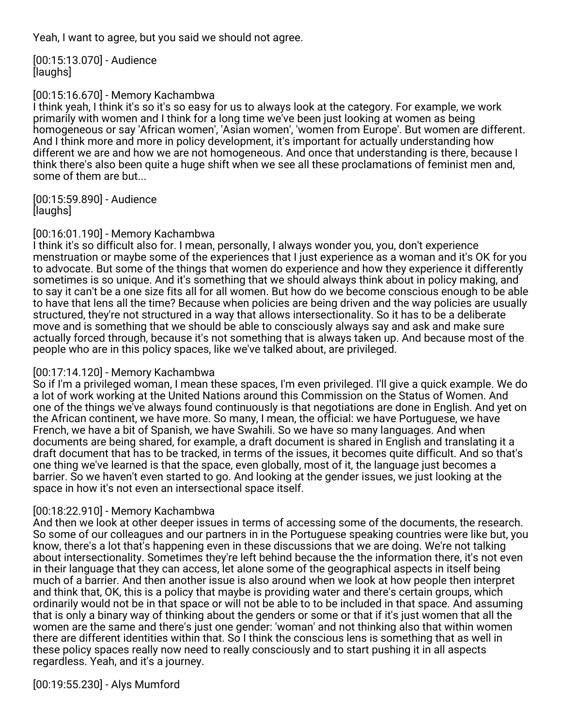Yeah, I want to agree, but you said we should not agree.

[00:15:13.070] - Audience
[laughs]

[00:15:16.670] - Memory Kachambwa
I think yeah, I think it's so it's so easy for us to always look at the category. For example, we work primarily with women and I think for a long time we've been just looking at women as being homogeneous or say 'African women', 'Asian women', 'women from Europe'. But women are different. And I think more and more in policy development, it's important for actually understanding how different we are and how we are not homogeneous. And once that understanding is there, because I think there's also been quite a huge shift when we see all these proclamations of feminist men and, some of them are but...

[00:15:59.890] - Audience
[laughs]

[00:16:01.190] - Memory Kachambwa
I think it's so difficult also for. I mean, personally, I always wonder you, you, don't experience menstruation or maybe some of the experiences that I just experience as a woman and it's OK for you to advocate. But some of the things that women do experience and how they experience it differently sometimes is so unique. And it's something that we should always think about in policy making, and to say it can't be a one size fits all for all women. But how do we become conscious enough to be able to have that lens all the time? Because when policies are being driven and the way policies are usually structured, they're not structured in a way that allows intersectionality. So it has to be a deliberate move and is something that we should be able to consciously always say and ask and make sure actually forced through, because it's not something that is always taken up. And because most of the people who are in this policy spaces, like we've talked about, are privileged.

[00:17:14.120] - Memory Kachambwa
So if I'm a privileged woman, I mean these spaces, I'm even privileged. I'll give a quick example. We do a lot of work working at the United Nations around this Commission on the Status of Women. And one of the things we've always found continuously is that negotiations are done in English. And yet on the African continent, we have more. So many, I mean, the official: we have Portuguese, we have French, we have a bit of Spanish, we have Swahili. So we have so many languages. And when documents are being shared, for example, a draft document is shared in English and translating it a draft document that has to be tracked, in terms of the issues, it becomes quite difficult. And so that's one thing we've learned is that the space, even globally, most of it, the language just becomes a barrier. So we haven't even started to go. And looking at the gender issues, we just looking at the space in how it's not even an intersectional space itself.

[00:18:22.910] - Memory Kachambwa
And then we look at other deeper issues in terms of accessing some of the documents, the research. So some of our colleagues and our partners in in the Portuguese speaking countries were like but, you know, there's a lot that's happening even in these discussions that we are doing. We're not talking about intersectionality. Sometimes they're left behind because the information there, it's not even in their language that they can access, let alone some of the geographical aspects in itself being much of a barrier. And then another issue is also around when we look at how people then interpret and think that, OK, this is a policy that maybe is providing water and there's certain groups, which ordinarily would not be in that space or will not be able to to be included in that space. And assuming that is only a binary way of thinking about the genders or some or that if it's just women that all the women are the same and there's just one gender: 'woman' and not thinking also that within women there are different identities within that. So I think the conscious lens is something that as well in these policy spaces really now need to really consciously and to start pushing it in all aspects regardless. Yeah, and it's a journey.

[00:19:55.230] - Alys Mumford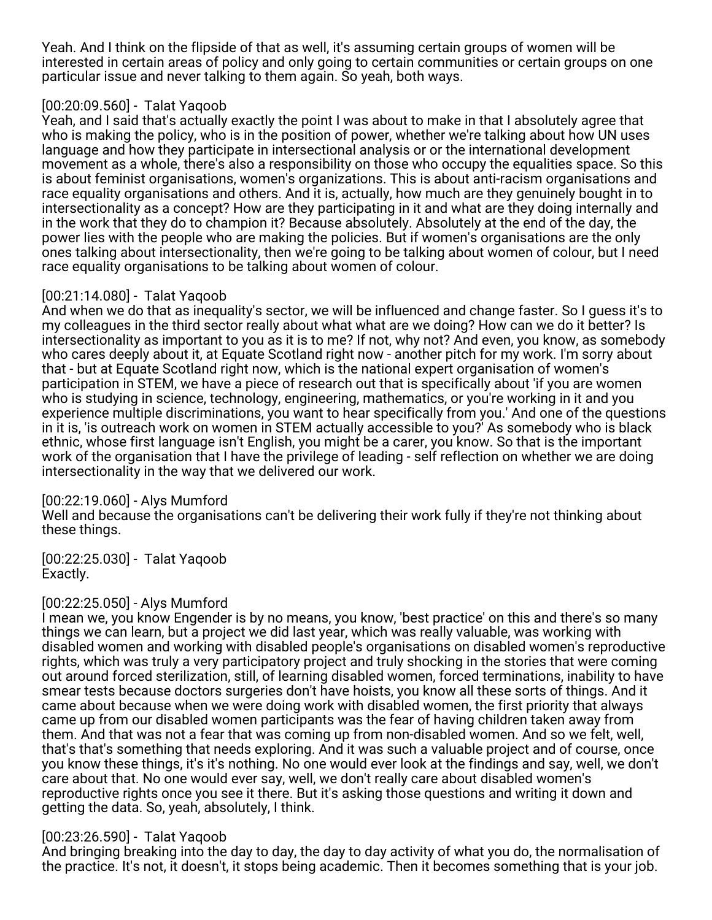Yeah. And I think on the flipside of that as well, it's assuming certain groups of women will be interested in certain areas of policy and only going to certain communities or certain groups on one particular issue and never talking to them again. So yeah, both ways.

[00:20:09.560] - Talat Yaqoob
Yeah, and I said that's actually exactly the point I was about to make in that I absolutely agree that who is making the policy, who is in the position of power, whether we're talking about how UN uses language and how they participate in intersectional analysis or or the international development movement as a whole, there's also a responsibility on those who occupy the equalities space. So this is about feminist organisations, women's organizations. This is about anti-racism organisations and race equality organisations and others. And it is, actually, how much are they genuinely bought in to intersectionality as a concept? How are they participating in it and what are they doing internally and in the work that they do to champion it? Because absolutely. Absolutely at the end of the day, the power lies with the people who are making the policies. But if women's organisations are the only ones talking about intersectionality, then we're going to be talking about women of colour, but I need race equality organisations to be talking about women of colour.

[00:21:14.080] - Talat Yaqoob
And when we do that as inequality's sector, we will be influenced and change faster. So I guess it's to my colleagues in the third sector really about what what are we doing? How can we do it better? Is intersectionality as important to you as it is to me? If not, why not? And even, you know, as somebody who cares deeply about it, at Equate Scotland right now - another pitch for my work. I'm sorry about that - but at Equate Scotland right now, which is the national expert organisation of women's participation in STEM, we have a piece of research out that is specifically about 'if you are women who is studying in science, technology, engineering, mathematics, or you're working in it and you experience multiple discriminations, you want to hear specifically from you.' And one of the questions in it is, 'is outreach work on women in STEM actually accessible to you?' As somebody who is black ethnic, whose first language isn't English, you might be a carer, you know. So that is the important work of the organisation that I have the privilege of leading - self reflection on whether we are doing intersectionality in the way that we delivered our work.

[00:22:19.060] - Alys Mumford
Well and because the organisations can't be delivering their work fully if they're not thinking about these things.

[00:22:25.030] - Talat Yaqoob
Exactly.

[00:22:25.050] - Alys Mumford
I mean we, you know Engender is by no means, you know, 'best practice' on this and there's so many things we can learn, but a project we did last year, which was really valuable, was working with disabled women and working with disabled people's organisations on disabled women's reproductive rights, which was truly a very participatory project and truly shocking in the stories that were coming out around forced sterilization, still, of learning disabled women, forced terminations, inability to have smear tests because doctors surgeries don't have hoists, you know all these sorts of things. And it came about because when we were doing work with disabled women, the first priority that always came up from our disabled women participants was the fear of having children taken away from them. And that was not a fear that was coming up from non-disabled women. And so we felt, well, that's that's something that needs exploring. And it was such a valuable project and of course, once you know these things, it's it's nothing. No one would ever look at the findings and say, well, we don't care about that. No one would ever say, well, we don't really care about disabled women's reproductive rights once you see it there. But it's asking those questions and writing it down and getting the data. So, yeah, absolutely, I think.

[00:23:26.590] - Talat Yaqoob
And bringing breaking into the day to day, the day to day activity of what you do, the normalisation of the practice. It's not, it doesn't, it stops being academic. Then it becomes something that is your job.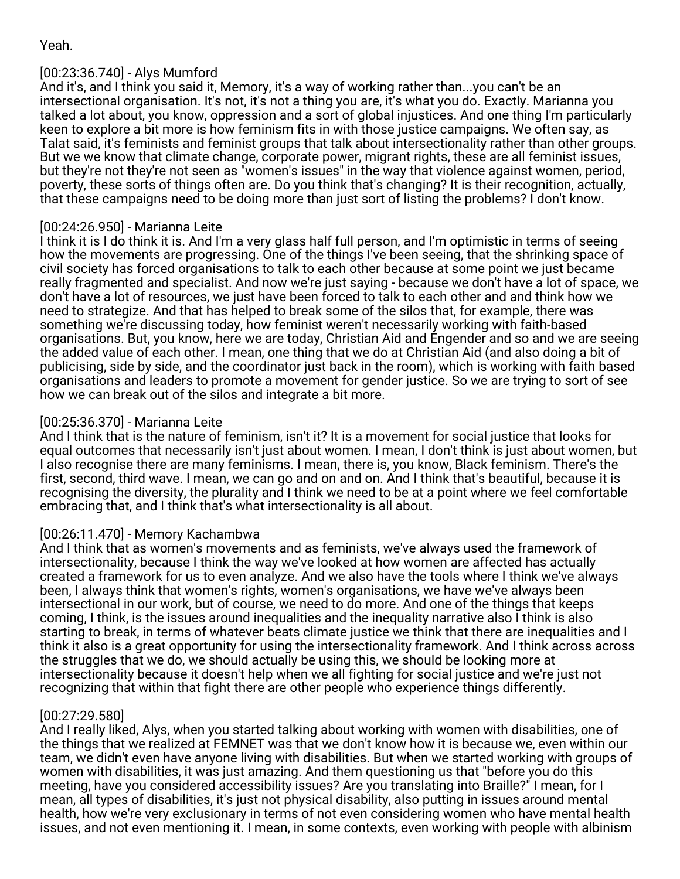Yeah.

[00:23:36.740] - Alys Mumford
And it's, and I think you said it, Memory, it's a way of working rather than...you can't be an intersectional organisation. It's not, it's not a thing you are, it's what you do. Exactly. Marianna you talked a lot about, you know, oppression and a sort of global injustices. And one thing I'm particularly keen to explore a bit more is how feminism fits in with those justice campaigns. We often say, as Talat said, it's feminists and feminist groups that talk about intersectionality rather than other groups. But we we know that climate change, corporate power, migrant rights, these are all feminist issues, but they're not they're not seen as "women's issues" in the way that violence against women, period, poverty, these sorts of things often are. Do you think that's changing? It is their recognition, actually, that these campaigns need to be doing more than just sort of listing the problems? I don't know.

[00:24:26.950] - Marianna Leite
I think it is I do think it is. And I'm a very glass half full person, and I'm optimistic in terms of seeing how the movements are progressing. One of the things I've been seeing, that the shrinking space of civil society has forced organisations to talk to each other because at some point we just became really fragmented and specialist. And now we're just saying - because we don't have a lot of space, we don't have a lot of resources, we just have been forced to talk to each other and and think how we need to strategize. And that has helped to break some of the silos that, for example, there was something we're discussing today, how feminist weren't necessarily working with faith-based organisations. But, you know, here we are today, Christian Aid and Engender and so and we are seeing the added value of each other. I mean, one thing that we do at Christian Aid (and also doing a bit of publicising, side by side, and the coordinator just back in the room), which is working with faith based organisations and leaders to promote a movement for gender justice. So we are trying to sort of see how we can break out of the silos and integrate a bit more.

[00:25:36.370] - Marianna Leite
And I think that is the nature of feminism, isn't it? It is a movement for social justice that looks for equal outcomes that necessarily isn't just about women. I mean, I don't think is just about women, but I also recognise there are many feminisms. I mean, there is, you know, Black feminism. There's the first, second, third wave. I mean, we can go and on and on. And I think that's beautiful, because it is recognising the diversity, the plurality and I think we need to be at a point where we feel comfortable embracing that, and I think that's what intersectionality is all about.

[00:26:11.470] - Memory Kachambwa
And I think that as women's movements and as feminists, we've always used the framework of intersectionality, because I think the way we've looked at how women are affected has actually created a framework for us to even analyze. And we also have the tools where I think we've always been, I always think that women's rights, women's organisations, we have we've always been intersectional in our work, but of course, we need to do more. And one of the things that keeps coming, I think, is the issues around inequalities and the inequality narrative also I think is also starting to break, in terms of whatever beats climate justice we think that there are inequalities and I think it also is a great opportunity for using the intersectionality framework. And I think across across the struggles that we do, we should actually be using this, we should be looking more at intersectionality because it doesn't help when we all fighting for social justice and we're just not recognizing that within that fight there are other people who experience things differently.

[00:27:29.580]
And I really liked, Alys, when you started talking about working with women with disabilities, one of the things that we realized at FEMNET was that we don't know how it is because we, even within our team, we didn't even have anyone living with disabilities. But when we started working with groups of women with disabilities, it was just amazing. And them questioning us that "before you do this meeting, have you considered accessibility issues? Are you translating into Braille?" I mean, for I mean, all types of disabilities, it's just not physical disability, also putting in issues around mental health, how we're very exclusionary in terms of not even considering women who have mental health issues, and not even mentioning it. I mean, in some contexts, even working with people with albinism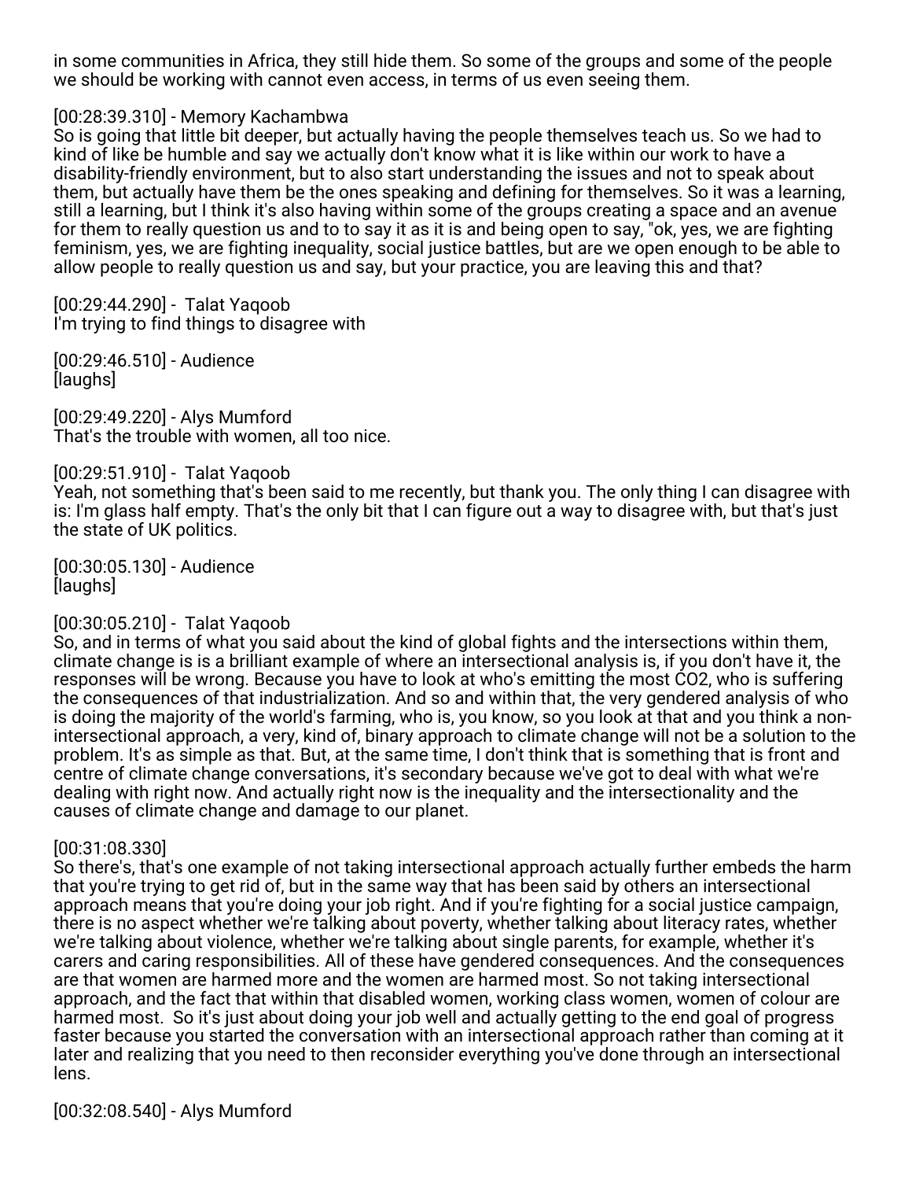in some communities in Africa, they still hide them. So some of the groups and some of the people we should be working with cannot even access, in terms of us even seeing them.

[00:28:39.310] - Memory Kachambwa
So is going that little bit deeper, but actually having the people themselves teach us. So we had to kind of like be humble and say we actually don't know what it is like within our work to have a disability-friendly environment, but to also start understanding the issues and not to speak about them, but actually have them be the ones speaking and defining for themselves. So it was a learning, still a learning, but I think it's also having within some of the groups creating a space and an avenue for them to really question us and to to say it as it is and being open to say, "ok, yes, we are fighting feminism, yes, we are fighting inequality, social justice battles, but are we open enough to be able to allow people to really question us and say, but your practice, you are leaving this and that?

[00:29:44.290] - Talat Yaqoob
I'm trying to find things to disagree with

[00:29:46.510] - Audience
[laughs]

[00:29:49.220] - Alys Mumford
That's the trouble with women, all too nice.

[00:29:51.910] - Talat Yaqoob
Yeah, not something that's been said to me recently, but thank you. The only thing I can disagree with is: I'm glass half empty. That's the only bit that I can figure out a way to disagree with, but that's just the state of UK politics.

[00:30:05.130] - Audience
[laughs]

[00:30:05.210] - Talat Yaqoob
So, and in terms of what you said about the kind of global fights and the intersections within them, climate change is is a brilliant example of where an intersectional analysis is, if you don't have it, the responses will be wrong. Because you have to look at who's emitting the most $CO_2$, who is suffering the consequences of that industrialization. And so and within that, the very gendered analysis of who is doing the majority of the world's farming, who is, you know, so you look at that and you think a non-intersectional approach, a very, kind of, binary approach to climate change will not be a solution to the problem. It's as simple as that. But, at the same time, I don't think that is something that is front and centre of climate change conversations, it's secondary because we've got to deal with what we're dealing with right now. And actually right now is the inequality and the intersectionality and the causes of climate change and damage to our planet.

[00:31:08.330]
So there's, that's one example of not taking intersectional approach actually further embeds the harm that you're trying to get rid of, but in the same way that has been said by others an intersectional approach means that you're doing your job right. And if you're fighting for a social justice campaign, there is no aspect whether we're talking about poverty, whether talking about literacy rates, whether we're talking about violence, whether we're talking about single parents, for example, whether it's carers and caring responsibilities. All of these have gendered consequences. And the consequences are that women are harmed more and the women are harmed most. So not taking intersectional approach, and the fact that within that disabled women, working class women, women of colour are harmed most. So it's just about doing your job well and actually getting to the end goal of progress faster because you started the conversation with an intersectional approach rather than coming at it later and realizing that you need to then reconsider everything you've done through an intersectional lens.

[00:32:08.540] - Alys Mumford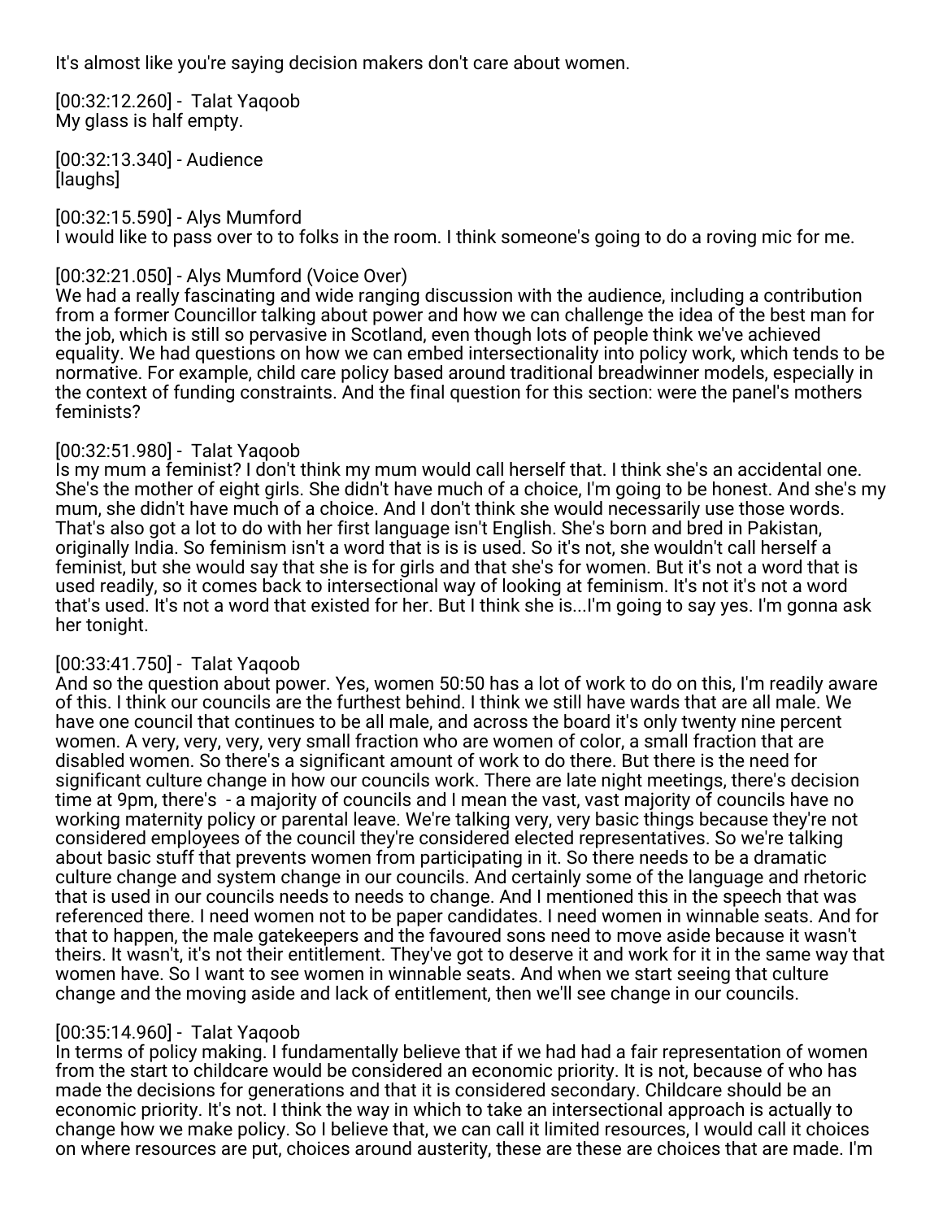It's almost like you're saying decision makers don't care about women.

[00:32:12.260] - Talat Yaqoob
My glass is half empty.

[00:32:13.340] - Audience
[laughs]

[00:32:15.590] - Alys Mumford
I would like to pass over to to folks in the room. I think someone's going to do a roving mic for me.

[00:32:21.050] - Alys Mumford (Voice Over)
We had a really fascinating and wide ranging discussion with the audience, including a contribution from a former Councillor talking about power and how we can challenge the idea of the best man for the job, which is still so pervasive in Scotland, even though lots of people think we've achieved equality. We had questions on how we can embed intersectionality into policy work, which tends to be normative. For example, child care policy based around traditional breadwinner models, especially in the context of funding constraints. And the final question for this section: were the panel's mothers feminists?

[00:32:51.980] - Talat Yaqoob
Is my mum a feminist? I don't think my mum would call herself that. I think she's an accidental one. She's the mother of eight girls. She didn't have much of a choice, I'm going to be honest. And she's my mum, she didn't have much of a choice. And I don't think she would necessarily use those words. That's also got a lot to do with her first language isn't English. She's born and bred in Pakistan, originally India. So feminism isn't a word that is is is used. So it's not, she wouldn't call herself a feminist, but she would say that she is for girls and that she's for women. But it's not a word that is used readily, so it comes back to intersectional way of looking at feminism. It's not it's not a word that's used. It's not a word that existed for her. But I think she is...I'm going to say yes. I'm gonna ask her tonight.

[00:33:41.750] - Talat Yaqoob
And so the question about power. Yes, women 50:50 has a lot of work to do on this, I'm readily aware of this. I think our councils are the furthest behind. I think we still have wards that are all male. We have one council that continues to be all male, and across the board it's only twenty nine percent women. A very, very, very, very small fraction who are women of color, a small fraction that are disabled women. So there's a significant amount of work to do there. But there is the need for significant culture change in how our councils work. There are late night meetings, there's decision time at 9pm, there's - a majority of councils and I mean the vast, vast majority of councils have no working maternity policy or parental leave. We're talking very, very basic things because they're not considered employees of the council they're considered elected representatives. So we're talking about basic stuff that prevents women from participating in it. So there needs to be a dramatic culture change and system change in our councils. And certainly some of the language and rhetoric that is used in our councils needs to needs to change. And I mentioned this in the speech that was referenced there. I need women not to be paper candidates. I need women in winnable seats. And for that to happen, the male gatekeepers and the favoured sons need to move aside because it wasn't theirs. It wasn't, it's not their entitlement. They've got to deserve it and work for it in the same way that women have. So I want to see women in winnable seats. And when we start seeing that culture change and the moving aside and lack of entitlement, then we'll see change in our councils.

[00:35:14.960] - Talat Yaqoob
In terms of policy making. I fundamentally believe that if we had had a fair representation of women from the start to childcare would be considered an economic priority. It is not, because of who has made the decisions for generations and that it is considered secondary. Childcare should be an economic priority. It's not. I think the way in which to take an intersectional approach is actually to change how we make policy. So I believe that, we can call it limited resources, I would call it choices on where resources are put, choices around austerity, these are these are choices that are made. I'm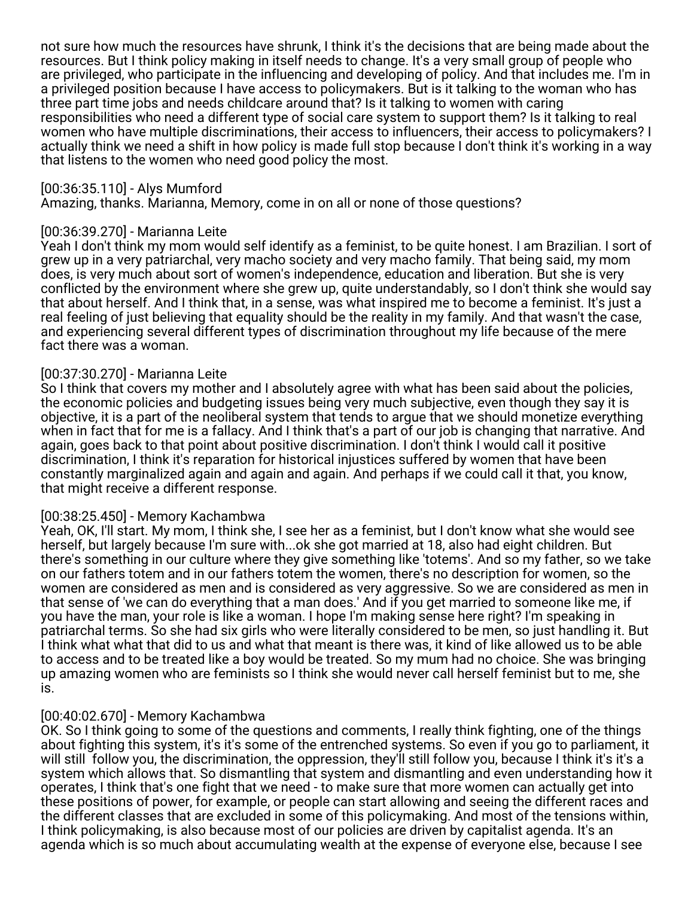not sure how much the resources have shrunk, I think it's the decisions that are being made about the resources. But I think policy making in itself needs to change. It's a very small group of people who are privileged, who participate in the influencing and developing of policy. And that includes me. I'm in a privileged position because I have access to policymakers. But is it talking to the woman who has three part time jobs and needs childcare around that? Is it talking to women with caring responsibilities who need a different type of social care system to support them? Is it talking to real women who have multiple discriminations, their access to influencers, their access to policymakers? I actually think we need a shift in how policy is made full stop because I don't think it's working in a way that listens to the women who need good policy the most.

[00:36:35.110] - Alys Mumford
Amazing, thanks. Marianna, Memory, come in on all or none of those questions?

[00:36:39.270] - Marianna Leite
Yeah I don't think my mom would self identify as a feminist, to be quite honest. I am Brazilian. I sort of grew up in a very patriarchal, very macho society and very macho family. That being said, my mom does, is very much about sort of women's independence, education and liberation. But she is very conflicted by the environment where she grew up, quite understandably, so I don't think she would say that about herself. And I think that, in a sense, was what inspired me to become a feminist. It's just a real feeling of just believing that equality should be the reality in my family. And that wasn't the case, and experiencing several different types of discrimination throughout my life because of the mere fact there was a woman.

[00:37:30.270] - Marianna Leite
So I think that covers my mother and I absolutely agree with what has been said about the policies, the economic policies and budgeting issues being very much subjective, even though they say it is objective, it is a part of the neoliberal system that tends to argue that we should monetize everything when in fact that for me is a fallacy. And I think that's a part of our job is changing that narrative. And again, goes back to that point about positive discrimination. I don't think I would call it positive discrimination, I think it's reparation for historical injustices suffered by women that have been constantly marginalized again and again and again. And perhaps if we could call it that, you know, that might receive a different response.

[00:38:25.450] - Memory Kachambwa
Yeah, OK, I'll start. My mom, I think she, I see her as a feminist, but I don't know what she would see herself, but largely because I'm sure with...ok she got married at 18, also had eight children. But there's something in our culture where they give something like 'totems'. And so my father, so we take on our fathers totem and in our fathers totem the women, there's no description for women, so the women are considered as men and is considered as very aggressive. So we are considered as men in that sense of 'we can do everything that a man does.' And if you get married to someone like me, if you have the man, your role is like a woman. I hope I'm making sense here right? I'm speaking in patriarchal terms. So she had six girls who were literally considered to be men, so just handling it. But I think what what that did to us and what that meant is there was, it kind of like allowed us to be able to access and to be treated like a boy would be treated. So my mum had no choice. She was bringing up amazing women who are feminists so I think she would never call herself feminist but to me, she is.

[00:40:02.670] - Memory Kachambwa
OK. So I think going to some of the questions and comments, I really think fighting, one of the things about fighting this system, it's it's some of the entrenched systems. So even if you go to parliament, it will still follow you, the discrimination, the oppression, they'll still follow you, because I think it's it's a system which allows that. So dismantling that system and dismantling and even understanding how it operates, I think that's one fight that we need - to make sure that more women can actually get into these positions of power, for example, or people can start allowing and seeing the different races and the different classes that are excluded in some of this policymaking. And most of the tensions within, I think policymaking, is also because most of our policies are driven by capitalist agenda. It's an agenda which is so much about accumulating wealth at the expense of everyone else, because I see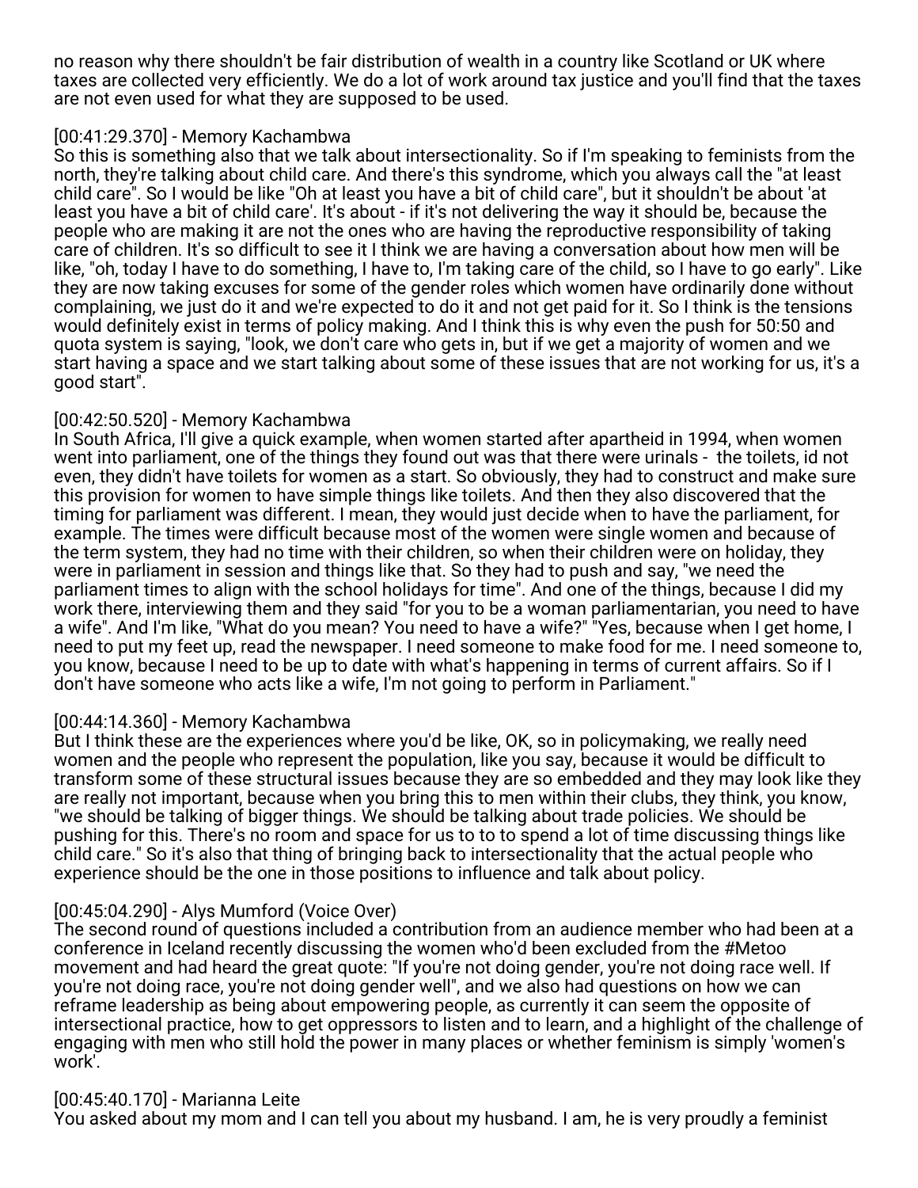no reason why there shouldn't be fair distribution of wealth in a country like Scotland or UK where taxes are collected very efficiently. We do a lot of work around tax justice and you'll find that the taxes are not even used for what they are supposed to be used.

[00:41:29.370] - Memory Kachambwa
So this is something also that we talk about intersectionality. So if I'm speaking to feminists from the north, they're talking about child care. And there's this syndrome, which you always call the "at least child care". So I would be like "Oh at least you have a bit of child care", but it shouldn't be about 'at least you have a bit of child care'. It's about - if it's not delivering the way it should be, because the people who are making it are not the ones who are having the reproductive responsibility of taking care of children. It's so difficult to see it I think we are having a conversation about how men will be like, "oh, today I have to do something, I have to, I'm taking care of the child, so I have to go early". Like they are now taking excuses for some of the gender roles which women have ordinarily done without complaining, we just do it and we're expected to do it and not get paid for it. So I think is the tensions would definitely exist in terms of policy making. And I think this is why even the push for 50:50 and quota system is saying, "look, we don't care who gets in, but if we get a majority of women and we start having a space and we start talking about some of these issues that are not working for us, it's a good start".

[00:42:50.520] - Memory Kachambwa
In South Africa, I'll give a quick example, when women started after apartheid in 1994, when women went into parliament, one of the things they found out was that there were urinals - the toilets, id not even, they didn't have toilets for women as a start. So obviously, they had to construct and make sure this provision for women to have simple things like toilets. And then they also discovered that the timing for parliament was different. I mean, they would just decide when to have the parliament, for example. The times were difficult because most of the women were single women and because of the term system, they had no time with their children, so when their children were on holiday, they were in parliament in session and things like that. So they had to push and say, "we need the parliament times to align with the school holidays for time". And one of the things, because I did my work there, interviewing them and they said "for you to be a woman parliamentarian, you need to have a wife". And I'm like, "What do you mean? You need to have a wife?" "Yes, because when I get home, I need to put my feet up, read the newspaper. I need someone to make food for me. I need someone to, you know, because I need to be up to date with what's happening in terms of current affairs. So if I don't have someone who acts like a wife, I'm not going to perform in Parliament."

[00:44:14.360] - Memory Kachambwa
But I think these are the experiences where you'd be like, OK, so in policymaking, we really need women and the people who represent the population, like you say, because it would be difficult to transform some of these structural issues because they are so embedded and they may look like they are really not important, because when you bring this to men within their clubs, they think, you know, "we should be talking of bigger things. We should be talking about trade policies. We should be pushing for this. There's no room and space for us to to to spend a lot of time discussing things like child care." So it's also that thing of bringing back to intersectionality that the actual people who experience should be the one in those positions to influence and talk about policy.

[00:45:04.290] - Alys Mumford (Voice Over)
The second round of questions included a contribution from an audience member who had been at a conference in Iceland recently discussing the women who'd been excluded from the #Metoo movement and had heard the great quote: "If you're not doing gender, you're not doing race well. If you're not doing race, you're not doing gender well", and we also had questions on how we can reframe leadership as being about empowering people, as currently it can seem the opposite of intersectional practice, how to get oppressors to listen and to learn, and a highlight of the challenge of engaging with men who still hold the power in many places or whether feminism is simply 'women's work'.

[00:45:40.170] - Marianna Leite
You asked about my mom and I can tell you about my husband. I am, he is very proudly a feminist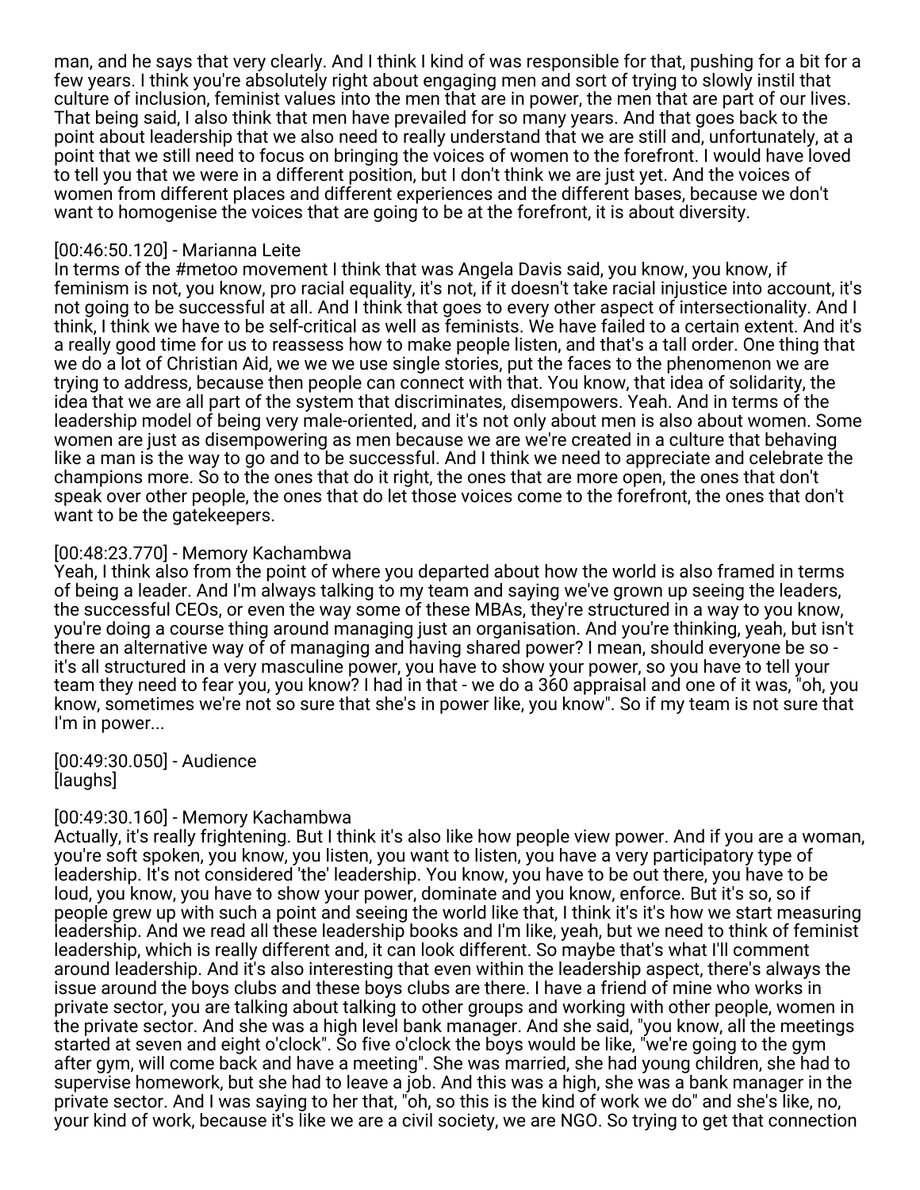man, and he says that very clearly. And I think I kind of was responsible for that, pushing for a bit for a few years. I think you're absolutely right about engaging men and sort of trying to slowly instil that culture of inclusion, feminist values into the men that are in power, the men that are part of our lives. That being said, I also think that men have prevailed for so many years. And that goes back to the point about leadership that we also need to really understand that we are still and, unfortunately, at a point that we still need to focus on bringing the voices of women to the forefront. I would have loved to tell you that we were in a different position, but I don't think we are just yet. And the voices of women from different places and different experiences and the different bases, because we don't want to homogenise the voices that are going to be at the forefront, it is about diversity.

[00:46:50.120] - Marianna Leite
In terms of the #metoo movement I think that was Angela Davis said, you know, you know, if feminism is not, you know, pro racial equality, it's not, if it doesn't take racial injustice into account, it's not going to be successful at all. And I think that goes to every other aspect of intersectionality. And I think, I think we have to be self-critical as well as feminists. We have failed to a certain extent. And it's a really good time for us to reassess how to make people listen, and that's a tall order. One thing that we do a lot of Christian Aid, we we we use single stories, put the faces to the phenomenon we are trying to address, because then people can connect with that. You know, that idea of solidarity, the idea that we are all part of the system that discriminates, disempowers. Yeah. And in terms of the leadership model of being very male-oriented, and it's not only about men is also about women. Some women are just as disempowering as men because we are we're created in a culture that behaving like a man is the way to go and to be successful. And I think we need to appreciate and celebrate the champions more. So to the ones that do it right, the ones that are more open, the ones that don't speak over other people, the ones that do let those voices come to the forefront, the ones that don't want to be the gatekeepers.

[00:48:23.770] - Memory Kachambwa
Yeah, I think also from the point of where you departed about how the world is also framed in terms of being a leader. And I'm always talking to my team and saying we've grown up seeing the leaders, the successful CEOs, or even the way some of these MBAs, they're structured in a way to you know, you're doing a course thing around managing just an organisation. And you're thinking, yeah, but isn't there an alternative way of of managing and having shared power? I mean, should everyone be so - it's all structured in a very masculine power, you have to show your power, so you have to tell your team they need to fear you, you know? I had in that - we do a 360 appraisal and one of it was, "oh, you know, sometimes we're not so sure that she's in power like, you know". So if my team is not sure that I'm in power...

[00:49:30.050] - Audience
[laughs]

[00:49:30.160] - Memory Kachambwa
Actually, it's really frightening. But I think it's also like how people view power. And if you are a woman, you're soft spoken, you know, you listen, you want to listen, you have a very participatory type of leadership. It's not considered 'the' leadership. You know, you have to be out there, you have to be loud, you know, you have to show your power, dominate and you know, enforce. But it's so, so if people grew up with such a point and seeing the world like that, I think it's it's how we start measuring leadership. And we read all these leadership books and I'm like, yeah, but we need to think of feminist leadership, which is really different and, it can look different. So maybe that's what I'll comment around leadership. And it's also interesting that even within the leadership aspect, there's always the issue around the boys clubs and these boys clubs are there. I have a friend of mine who works in private sector, you are talking about talking to other groups and working with other people, women in the private sector. And she was a high level bank manager. And she said, "you know, all the meetings started at seven and eight o'clock". So five o'clock the boys would be like, "we're going to the gym after gym, will come back and have a meeting". She was married, she had young children, she had to supervise homework, but she had to leave a job. And this was a high, she was a bank manager in the private sector. And I was saying to her that, "oh, so this is the kind of work we do" and she's like, no, your kind of work, because it's like we are a civil society, we are NGO. So trying to get that connection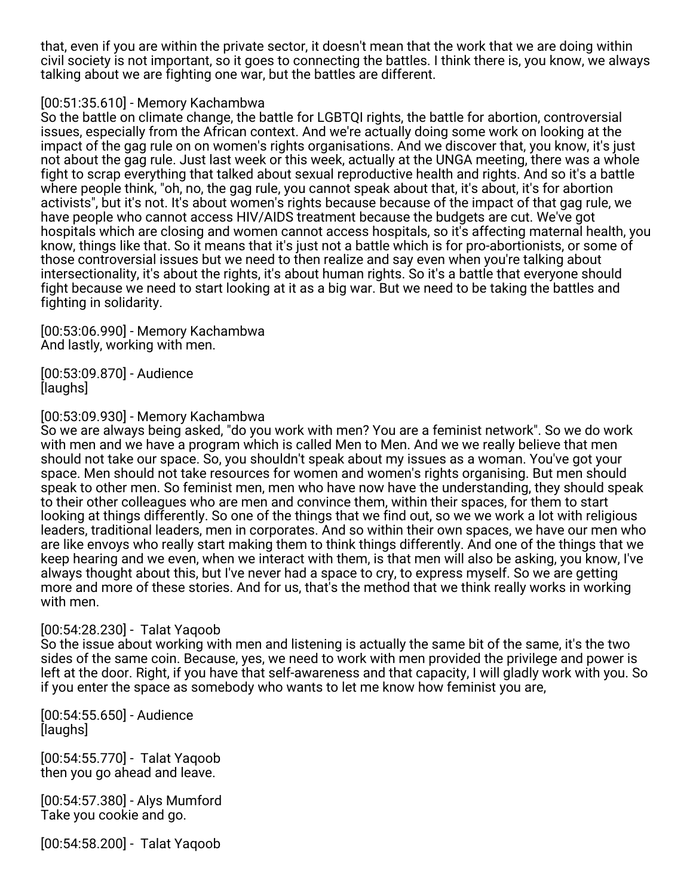that, even if you are within the private sector, it doesn't mean that the work that we are doing within civil society is not important, so it goes to connecting the battles. I think there is, you know, we always talking about we are fighting one war, but the battles are different.

[00:51:35.610] - Memory Kachambwa
So the battle on climate change, the battle for LGBTQI rights, the battle for abortion, controversial issues, especially from the African context. And we're actually doing some work on looking at the impact of the gag rule on on women's rights organisations. And we discover that, you know, it's just not about the gag rule. Just last week or this week, actually at the UNGA meeting, there was a whole fight to scrap everything that talked about sexual reproductive health and rights. And so it's a battle where people think, "oh, no, the gag rule, you cannot speak about that, it's about, it's for abortion activists", but it's not. It's about women's rights because because of the impact of that gag rule, we have people who cannot access HIV/AIDS treatment because the budgets are cut. We've got hospitals which are closing and women cannot access hospitals, so it's affecting maternal health, you know, things like that. So it means that it's just not a battle which is for pro-abortionists, or some of those controversial issues but we need to then realize and say even when you're talking about intersectionality, it's about the rights, it's about human rights. So it's a battle that everyone should fight because we need to start looking at it as a big war. But we need to be taking the battles and fighting in solidarity.

[00:53:06.990] - Memory Kachambwa
And lastly, working with men.

[00:53:09.870] - Audience
[laughs]

[00:53:09.930] - Memory Kachambwa
So we are always being asked, "do you work with men? You are a feminist network". So we do work with men and we have a program which is called Men to Men. And we we really believe that men should not take our space. So, you shouldn't speak about my issues as a woman. You've got your space. Men should not take resources for women and women's rights organising. But men should speak to other men. So feminist men, men who have now have the understanding, they should speak to their other colleagues who are men and convince them, within their spaces, for them to start looking at things differently. So one of the things that we find out, so we we work a lot with religious leaders, traditional leaders, men in corporates. And so within their own spaces, we have our men who are like envoys who really start making them to think things differently. And one of the things that we keep hearing and we even, when we interact with them, is that men will also be asking, you know, I've always thought about this, but I've never had a space to cry, to express myself. So we are getting more and more of these stories. And for us, that's the method that we think really works in working with men.

[00:54:28.230] - Talat Yaqoob
So the issue about working with men and listening is actually the same bit of the same, it's the two sides of the same coin. Because, yes, we need to work with men provided the privilege and power is left at the door. Right, if you have that self-awareness and that capacity, I will gladly work with you. So if you enter the space as somebody who wants to let me know how feminist you are,

[00:54:55.650] - Audience
[laughs]

[00:54:55.770] - Talat Yaqoob
then you go ahead and leave.

[00:54:57.380] - Alys Mumford
Take you cookie and go.

[00:54:58.200] - Talat Yaqoob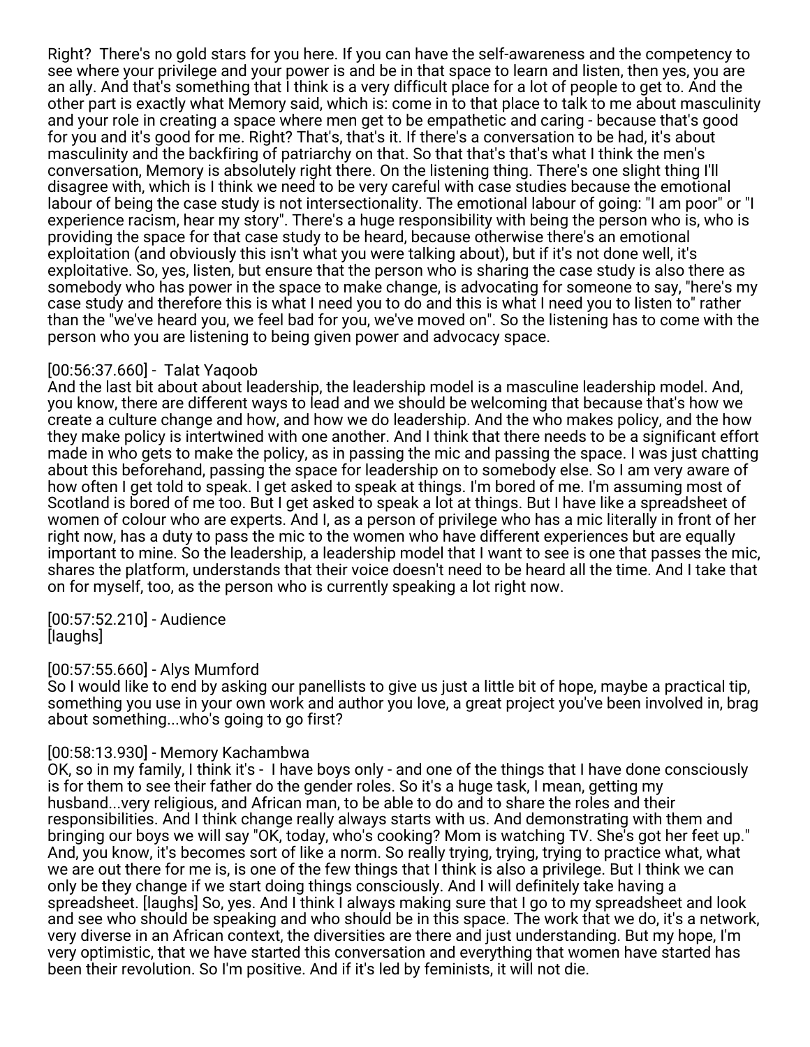Right? There's no gold stars for you here. If you can have the self-awareness and the competency to see where your privilege and your power is and be in that space to learn and listen, then yes, you are an ally. And that's something that I think is a very difficult place for a lot of people to get to. And the other part is exactly what Memory said, which is: come in to that place to talk to me about masculinity and your role in creating a space where men get to be empathetic and caring - because that's good for you and it's good for me. Right? That's, that's it. If there's a conversation to be had, it's about masculinity and the backfiring of patriarchy on that. So that that's that's what I think the men's conversation, Memory is absolutely right there. On the listening thing. There's one slight thing I'll disagree with, which is I think we need to be very careful with case studies because the emotional labour of being the case study is not intersectionality. The emotional labour of going: "I am poor" or "I experience racism, hear my story". There's a huge responsibility with being the person who is, who is providing the space for that case study to be heard, because otherwise there's an emotional exploitation (and obviously this isn't what you were talking about), but if it's not done well, it's exploitative. So, yes, listen, but ensure that the person who is sharing the case study is also there as somebody who has power in the space to make change, is advocating for someone to say, "here's my case study and therefore this is what I need you to do and this is what I need you to listen to" rather than the "we've heard you, we feel bad for you, we've moved on". So the listening has to come with the person who you are listening to being given power and advocacy space.

[00:56:37.660] - Talat Yaqoob
And the last bit about about leadership, the leadership model is a masculine leadership model. And, you know, there are different ways to lead and we should be welcoming that because that's how we create a culture change and how, and how we do leadership. And the who makes policy, and the how they make policy is intertwined with one another. And I think that there needs to be a significant effort made in who gets to make the policy, as in passing the mic and passing the space. I was just chatting about this beforehand, passing the space for leadership on to somebody else. So I am very aware of how often I get told to speak. I get asked to speak at things. I'm bored of me. I'm assuming most of Scotland is bored of me too. But I get asked to speak a lot at things. But I have like a spreadsheet of women of colour who are experts. And I, as a person of privilege who has a mic literally in front of her right now, has a duty to pass the mic to the women who have different experiences but are equally important to mine. So the leadership, a leadership model that I want to see is one that passes the mic, shares the platform, understands that their voice doesn't need to be heard all the time. And I take that on for myself, too, as the person who is currently speaking a lot right now.

[00:57:52.210] - Audience
[laughs]

[00:57:55.660] - Alys Mumford
So I would like to end by asking our panellists to give us just a little bit of hope, maybe a practical tip, something you use in your own work and author you love, a great project you've been involved in, brag about something...who's going to go first?

[00:58:13.930] - Memory Kachambwa
OK, so in my family, I think it's - I have boys only - and one of the things that I have done consciously is for them to see their father do the gender roles. So it's a huge task, I mean, getting my husband...very religious, and African man, to be able to do and to share the roles and their responsibilities. And I think change really always starts with us. And demonstrating with them and bringing our boys we will say "OK, today, who's cooking? Mom is watching TV. She's got her feet up." And, you know, it's becomes sort of like a norm. So really trying, trying, trying to practice what, what we are out there for me is, is one of the few things that I think is also a privilege. But I think we can only be they change if we start doing things consciously. And I will definitely take having a spreadsheet. [laughs] So, yes. And I think I always making sure that I go to my spreadsheet and look and see who should be speaking and who should be in this space. The work that we do, it's a network, very diverse in an African context, the diversities are there and just understanding. But my hope, I'm very optimistic, that we have started this conversation and everything that women have started has been their revolution. So I'm positive. And if it's led by feminists, it will not die.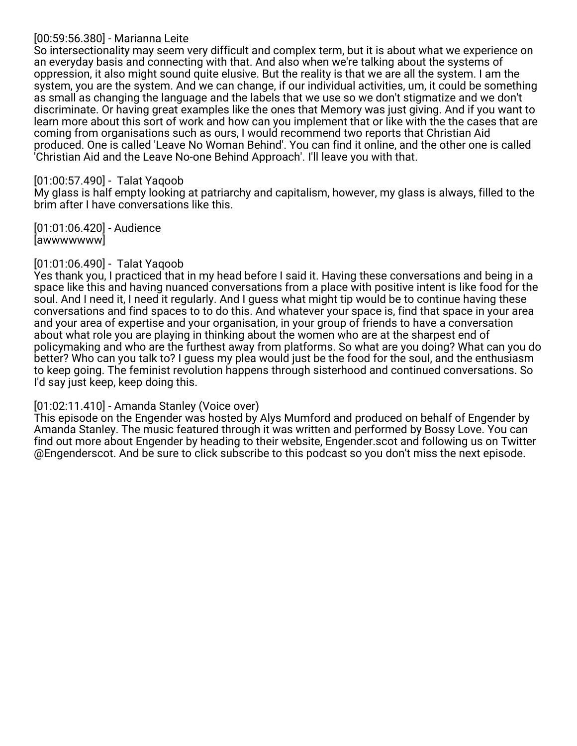[00:59:56.380] - Marianna Leite
So intersectionality may seem very difficult and complex term, but it is about what we experience on an everyday basis and connecting with that. And also when we're talking about the systems of oppression, it also might sound quite elusive. But the reality is that we are all the system. I am the system, you are the system. And we can change, if our individual activities, um, it could be something as small as changing the language and the labels that we use so we don't stigmatize and we don't discriminate. Or having great examples like the ones that Memory was just giving. And if you want to learn more about this sort of work and how can you implement that or like with the the cases that are coming from organisations such as ours, I would recommend two reports that Christian Aid produced. One is called 'Leave No Woman Behind'. You can find it online, and the other one is called 'Christian Aid and the Leave No-one Behind Approach'. I'll leave you with that.

[01:00:57.490] - Talat Yaqoob
My glass is half empty looking at patriarchy and capitalism, however, my glass is always, filled to the brim after I have conversations like this.

[01:01:06.420] - Audience
[awwwwwww]

[01:01:06.490] - Talat Yaqoob
Yes thank you, I practiced that in my head before I said it. Having these conversations and being in a space like this and having nuanced conversations from a place with positive intent is like food for the soul. And I need it, I need it regularly. And I guess what might tip would be to continue having these conversations and find spaces to to do this. And whatever your space is, find that space in your area and your area of expertise and your organisation, in your group of friends to have a conversation about what role you are playing in thinking about the women who are at the sharpest end of policymaking and who are the furthest away from platforms. So what are you doing? What can you do better? Who can you talk to? I guess my plea would just be the food for the soul, and the enthusiasm to keep going. The feminist revolution happens through sisterhood and continued conversations. So I'd say just keep, keep doing this.

[01:02:11.410] - Amanda Stanley (Voice over)
This episode on the Engender was hosted by Alys Mumford and produced on behalf of Engender by Amanda Stanley. The music featured through it was written and performed by Bossy Love. You can find out more about Engender by heading to their website, Engender.scot and following us on Twitter @Engenderscot. And be sure to click subscribe to this podcast so you don't miss the next episode.